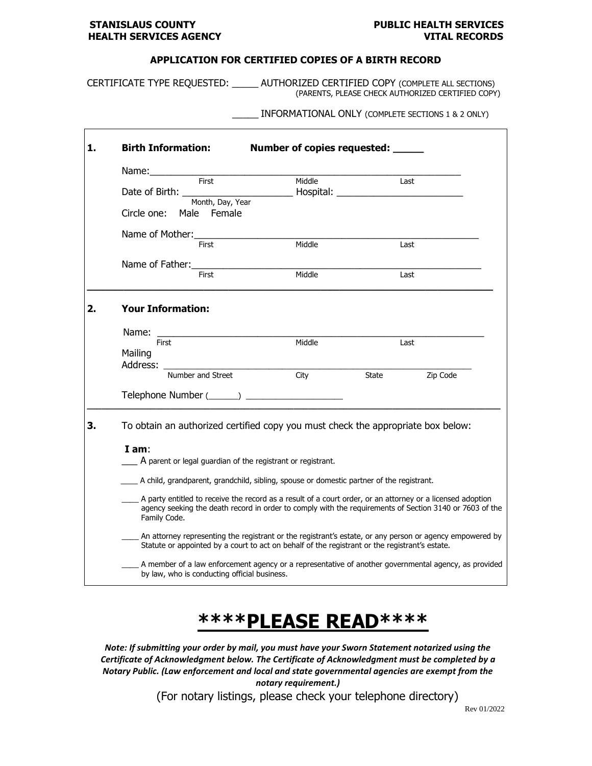**STANISLAUS COUNTY**
**HEALTH SERVICES AGENCY**

**PUBLIC HEALTH SERVICES**
**VITAL RECORDS**

# APPLICATION FOR CERTIFIED COPIES OF A BIRTH RECORD

CERTIFICATE TYPE REQUESTED: _____ AUTHORIZED CERTIFIED COPY (COMPLETE ALL SECTIONS)
(PARENTS, PLEASE CHECK AUTHORIZED CERTIFIED COPY)

_____ INFORMATIONAL ONLY (COMPLETE SECTIONS 1 & 2 ONLY)

## 1. Birth Information: Number of copies requested: _____

Name: ____________________________________________
First Middle Last

Date of Birth: ____________________ Hospital: ______________________
Month, Day, Year

Circle one: Male Female

Name of Mother: ____________________________________________
First Middle Last

Name of Father: ____________________________________________
First Middle Last

## 2. Your Information:

Name: ____________________________________________
First Middle Last

Mailing Address: ____________________________________________
Number and Street City State Zip Code

Telephone Number (______) ___________________

## 3. To obtain an authorized certified copy you must check the appropriate box below:

**I am**:

___ A parent or legal guardian of the registrant or registrant.

____ A child, grandparent, grandchild, sibling, spouse or domestic partner of the registrant.

____ A party entitled to receive the record as a result of a court order, or an attorney or a licensed adoption agency seeking the death record in order to comply with the requirements of Section 3140 or 7603 of the Family Code.

____ An attorney representing the registrant or the registrant's estate, or any person or agency empowered by Statute or appointed by a court to act on behalf of the registrant or the registrant's estate.

____ A member of a law enforcement agency or a representative of another governmental agency, as provided by law, who is conducting official business.

# ****PLEASE READ****

***Note: If submitting your order by mail, you must have your Sworn Statement notarized using the Certificate of Acknowledgment below. The Certificate of Acknowledgment must be completed by a Notary Public. (Law enforcement and local and state governmental agencies are exempt from the notary requirement.)***

(For notary listings, please check your telephone directory)

Rev 01/2022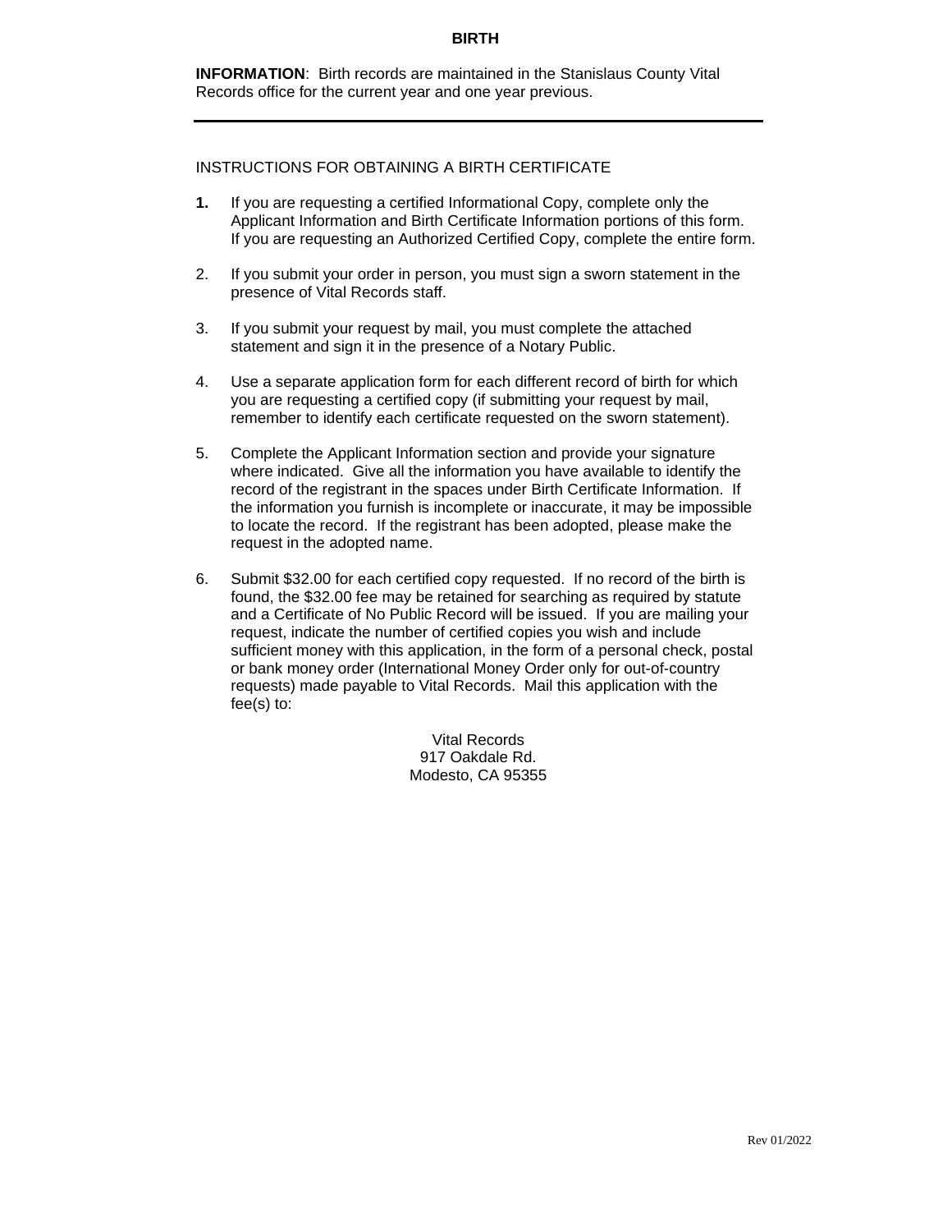# BIRTH

**INFORMATION**: Birth records are maintained in the Stanislaus County Vital Records office for the current year and one year previous.

---

INSTRUCTIONS FOR OBTAINING A BIRTH CERTIFICATE

1. If you are requesting a certified Informational Copy, complete only the Applicant Information and Birth Certificate Information portions of this form. If you are requesting an Authorized Certified Copy, complete the entire form.

2. If you submit your order in person, you must sign a sworn statement in the presence of Vital Records staff.

3. If you submit your request by mail, you must complete the attached statement and sign it in the presence of a Notary Public.

4. Use a separate application form for each different record of birth for which you are requesting a certified copy (if submitting your request by mail, remember to identify each certificate requested on the sworn statement).

5. Complete the Applicant Information section and provide your signature where indicated. Give all the information you have available to identify the record of the registrant in the spaces under Birth Certificate Information. If the information you furnish is incomplete or inaccurate, it may be impossible to locate the record. If the registrant has been adopted, please make the request in the adopted name.

6. Submit $32.00 for each certified copy requested. If no record of the birth is found, the $32.00 fee may be retained for searching as required by statute and a Certificate of No Public Record will be issued. If you are mailing your request, indicate the number of certified copies you wish and include sufficient money with this application, in the form of a personal check, postal or bank money order (International Money Order only for out-of-country requests) made payable to Vital Records. Mail this application with the fee(s) to:

Vital Records
917 Oakdale Rd.
Modesto, CA 95355

Rev 01/2022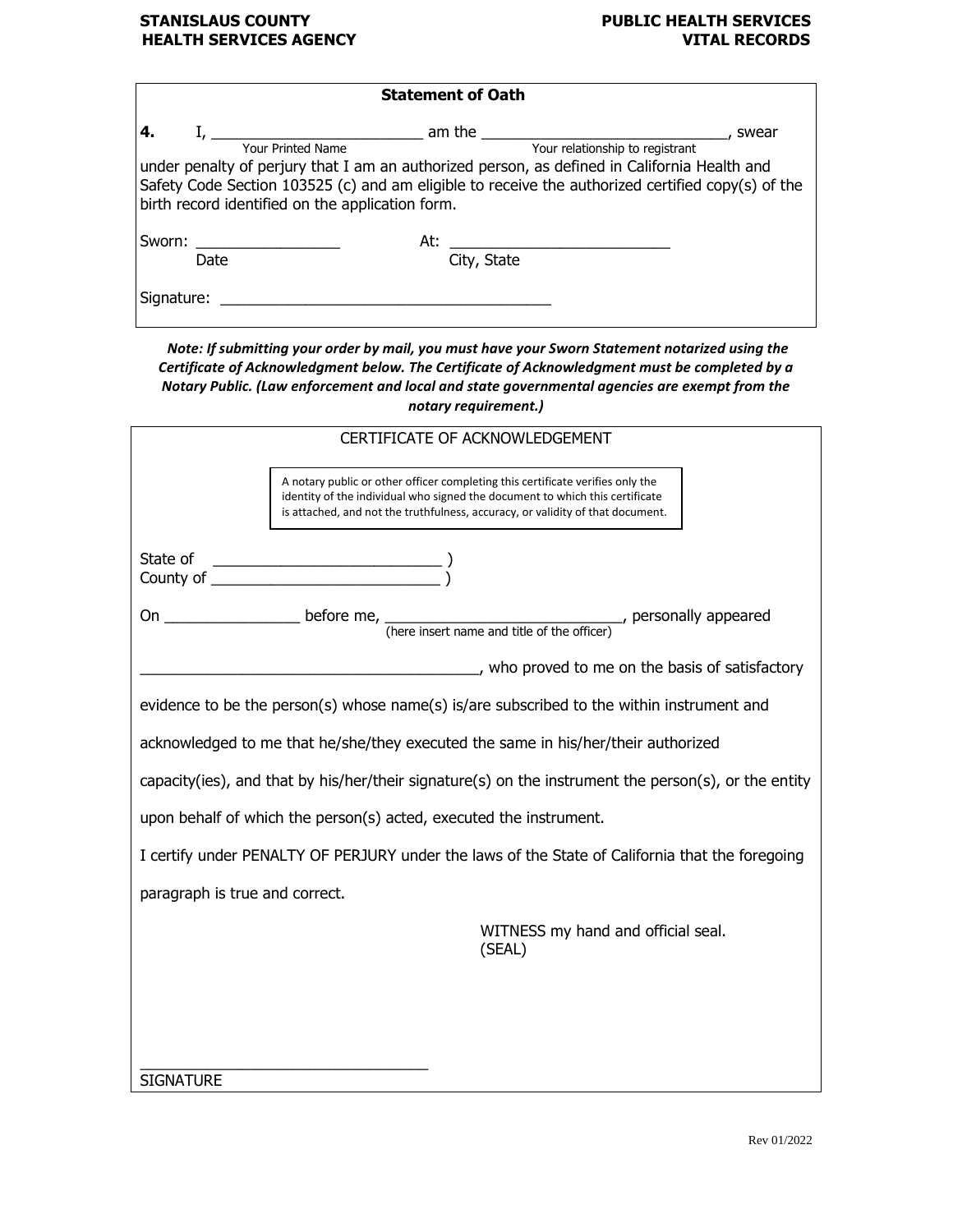**STANISLAUS COUNTY**
**HEALTH SERVICES AGENCY**

**PUBLIC HEALTH SERVICES**
**VITAL RECORDS**

## Statement of Oath

**4.** I, ________________________ am the ____________________________, swear
Your Printed Name — Your relationship to registrant

under penalty of perjury that I am an authorized person, as defined in California Health and Safety Code Section 103525 (c) and am eligible to receive the authorized certified copy(s) of the birth record identified on the application form.

Sworn: ________________ At: ________________________
Date — City, State

Signature: ______________________________________

***Note: If submitting your order by mail, you must have your Sworn Statement notarized using the Certificate of Acknowledgment below. The Certificate of Acknowledgment must be completed by a Notary Public. (Law enforcement and local and state governmental agencies are exempt from the notary requirement.)***

## CERTIFICATE OF ACKNOWLEDGEMENT

> A notary public or other officer completing this certificate verifies only the identity of the individual who signed the document to which this certificate is attached, and not the truthfulness, accuracy, or validity of that document.

State of ___________________________ )
County of ___________________________ )

On ________________ before me, ___________________________, personally appeared
(here insert name and title of the officer)

________________________________________, who proved to me on the basis of satisfactory evidence to be the person(s) whose name(s) is/are subscribed to the within instrument and acknowledged to me that he/she/they executed the same in his/her/their authorized capacity(ies), and that by his/her/their signature(s) on the instrument the person(s), or the entity upon behalf of which the person(s) acted, executed the instrument.

I certify under PENALTY OF PERJURY under the laws of the State of California that the foregoing paragraph is true and correct.

WITNESS my hand and official seal.
(SEAL)

_________________________________
SIGNATURE

Rev 01/2022